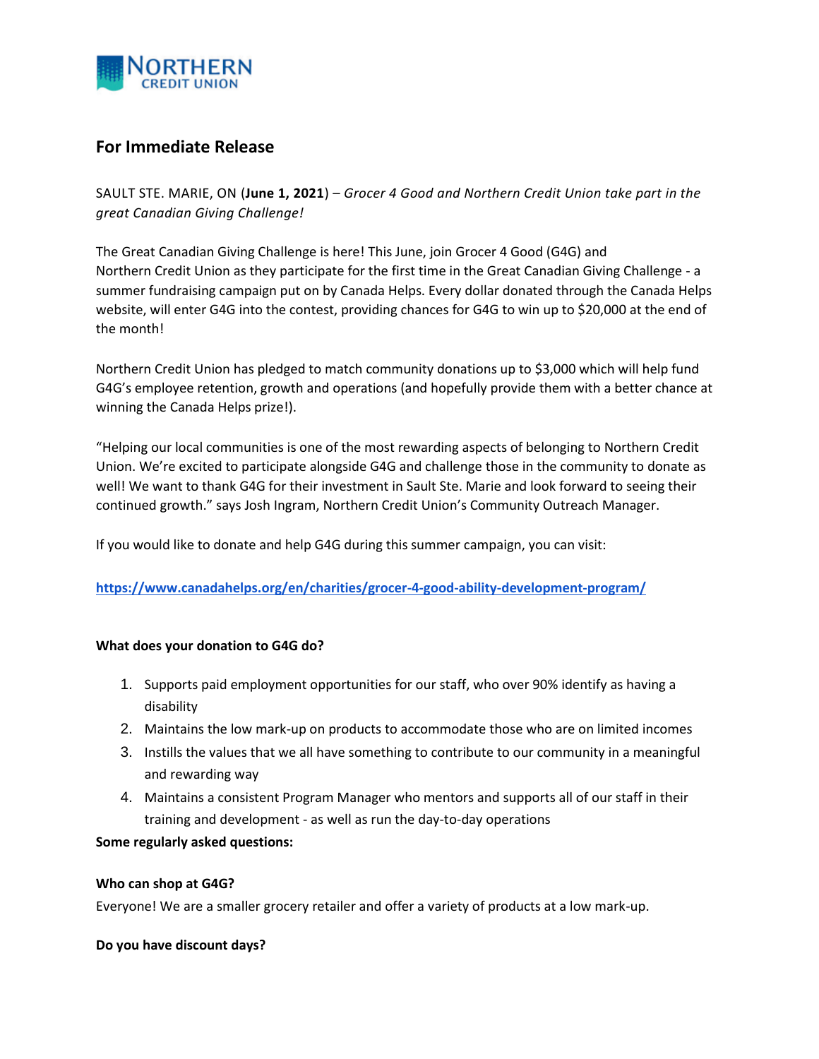NORTHERN CREDIT UNION

## For Immediate Release

SAULT STE. MARIE, ON (**June 1, 2021**) – *Grocer 4 Good and Northern Credit Union take part in the great Canadian Giving Challenge!*

The Great Canadian Giving Challenge is here! This June, join Grocer 4 Good (G4G) and Northern Credit Union as they participate for the first time in the Great Canadian Giving Challenge - a summer fundraising campaign put on by Canada Helps. Every dollar donated through the Canada Helps website, will enter G4G into the contest, providing chances for G4G to win up to $20,000 at the end of the month!

Northern Credit Union has pledged to match community donations up to $3,000 which will help fund G4G's employee retention, growth and operations (and hopefully provide them with a better chance at winning the Canada Helps prize!).

"Helping our local communities is one of the most rewarding aspects of belonging to Northern Credit Union. We're excited to participate alongside G4G and challenge those in the community to donate as well! We want to thank G4G for their investment in Sault Ste. Marie and look forward to seeing their continued growth." says Josh Ingram, Northern Credit Union's Community Outreach Manager.

If you would like to donate and help G4G during this summer campaign, you can visit:

**https://www.canadahelps.org/en/charities/grocer-4-good-ability-development-program/**

**What does your donation to G4G do?**

1. Supports paid employment opportunities for our staff, who over 90% identify as having a disability
2. Maintains the low mark-up on products to accommodate those who are on limited incomes
3. Instills the values that we all have something to contribute to our community in a meaningful and rewarding way
4. Maintains a consistent Program Manager who mentors and supports all of our staff in their training and development - as well as run the day-to-day operations

**Some regularly asked questions:**

**Who can shop at G4G?**

Everyone! We are a smaller grocery retailer and offer a variety of products at a low mark-up.

**Do you have discount days?**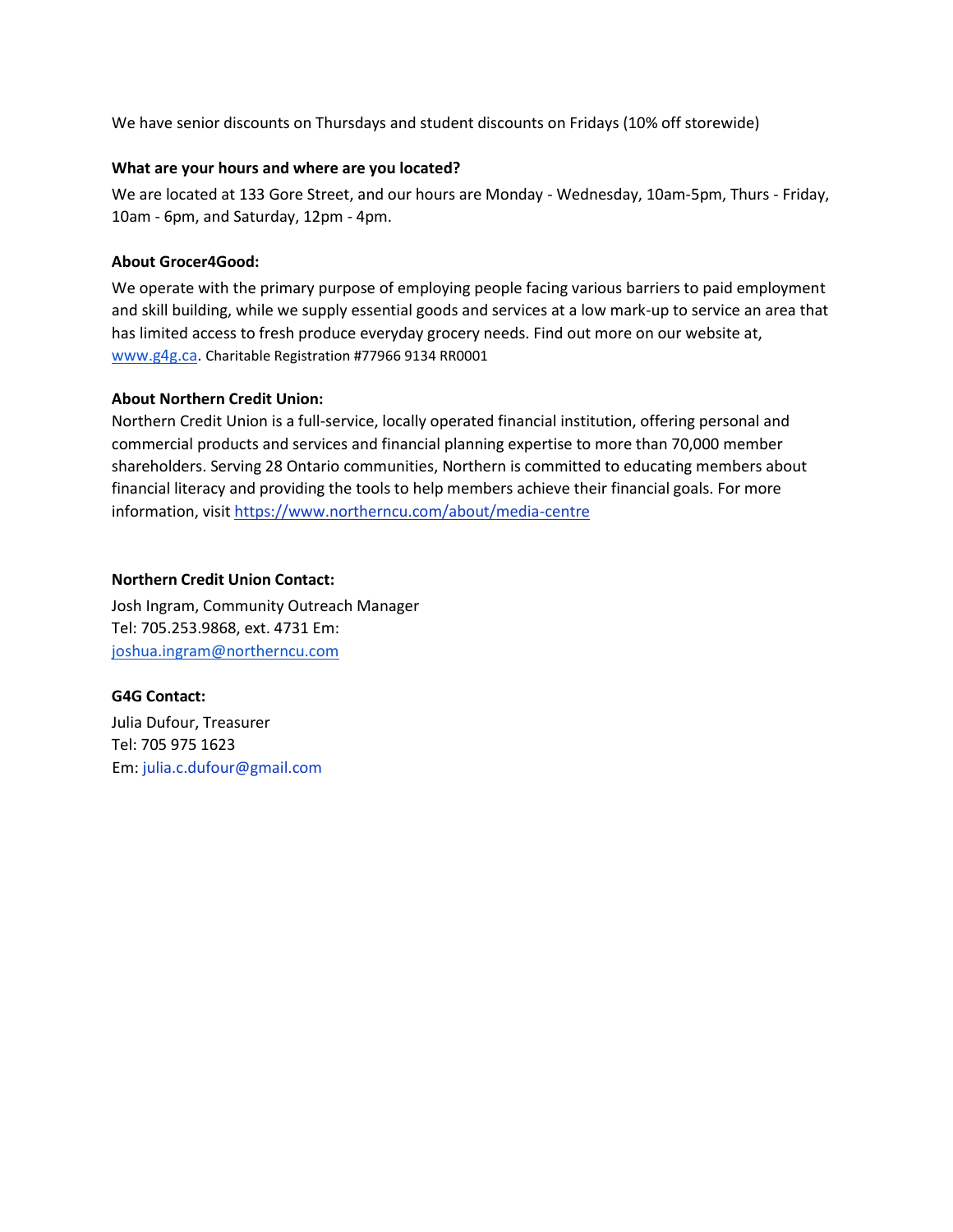We have senior discounts on Thursdays and student discounts on Fridays (10% off storewide)

**What are your hours and where are you located?**

We are located at 133 Gore Street, and our hours are Monday - Wednesday, 10am-5pm, Thurs - Friday, 10am - 6pm, and Saturday, 12pm - 4pm.

**About Grocer4Good:**

We operate with the primary purpose of employing people facing various barriers to paid employment and skill building, while we supply essential goods and services at a low mark-up to service an area that has limited access to fresh produce everyday grocery needs. Find out more on our website at, [www.g4g.ca](http://www.g4g.ca). Charitable Registration #77966 9134 RR0001

**About Northern Credit Union:**

Northern Credit Union is a full-service, locally operated financial institution, offering personal and commercial products and services and financial planning expertise to more than 70,000 member shareholders. Serving 28 Ontario communities, Northern is committed to educating members about financial literacy and providing the tools to help members achieve their financial goals. For more information, visit [https://www.northerncu.com/about/media-centre](https://www.northerncu.com/about/media-centre)

**Northern Credit Union Contact:**

Josh Ingram, Community Outreach Manager
Tel: 705.253.9868, ext. 4731 Em:
[joshua.ingram@northerncu.com](mailto:joshua.ingram@northerncu.com)

**G4G Contact:**

Julia Dufour, Treasurer
Tel: 705 975 1623
Em: julia.c.dufour@gmail.com